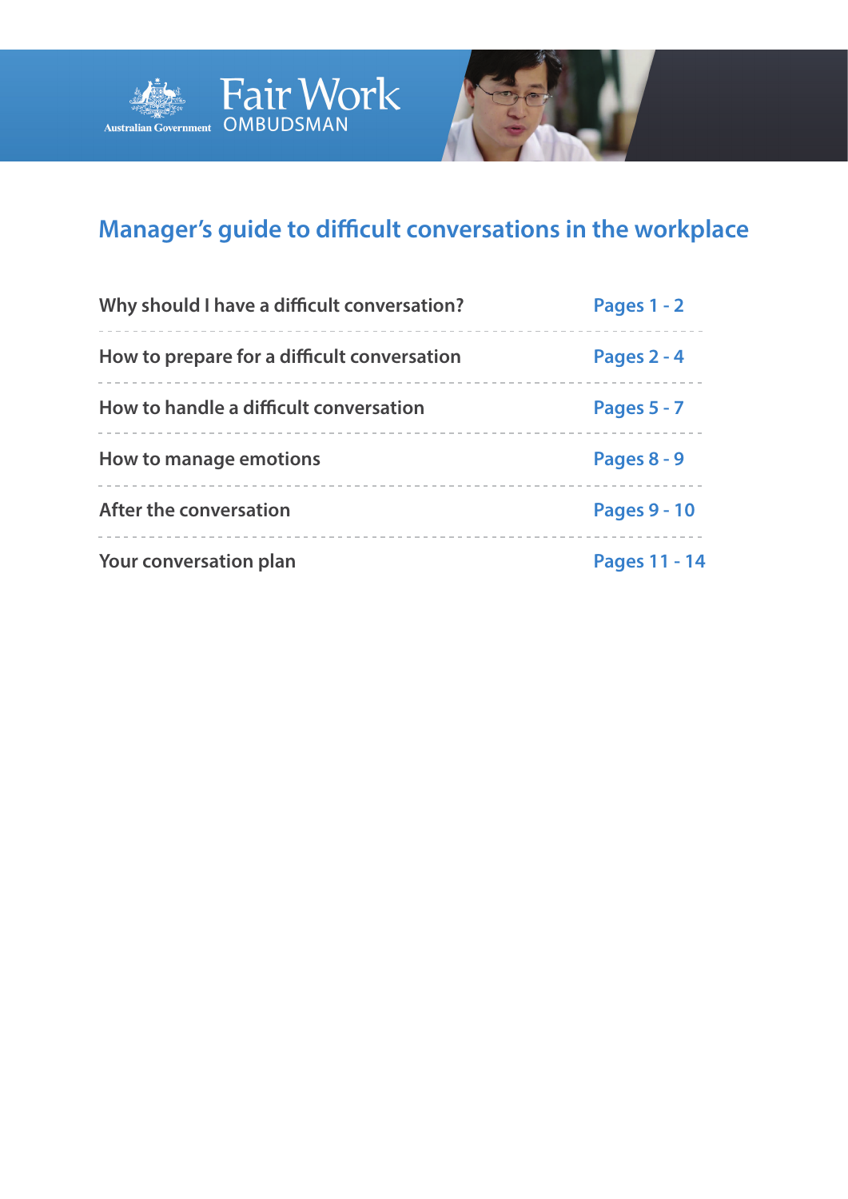Australian Government

Fair Work OMBUDSMAN

# Manager's guide to difficult conversations in the workplace

| | |
|---|---|
| Why should I have a difficult conversation? | Pages 1 - 2 |
| How to prepare for a difficult conversation | Pages 2 - 4 |
| How to handle a difficult conversation | Pages 5 - 7 |
| How to manage emotions | Pages 8 - 9 |
| After the conversation | Pages 9 - 10 |
| Your conversation plan | Pages 11 - 14 |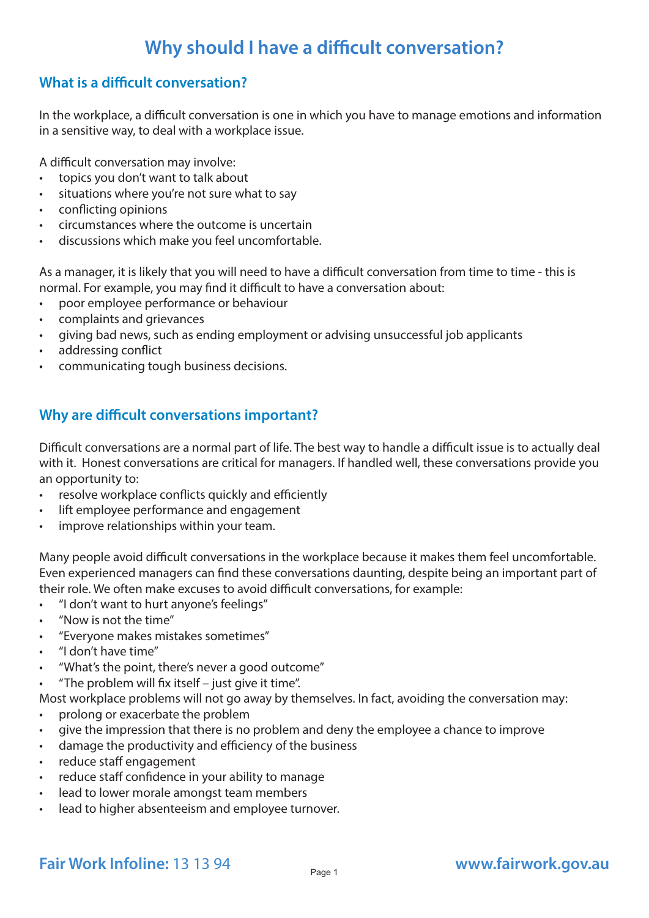# Why should I have a difficult conversation?

## What is a difficult conversation?

In the workplace, a difficult conversation is one in which you have to manage emotions and information in a sensitive way, to deal with a workplace issue.

A difficult conversation may involve:

- topics you don't want to talk about
- situations where you're not sure what to say
- conflicting opinions
- circumstances where the outcome is uncertain
- discussions which make you feel uncomfortable.

As a manager, it is likely that you will need to have a difficult conversation from time to time - this is normal. For example, you may find it difficult to have a conversation about:

- poor employee performance or behaviour
- complaints and grievances
- giving bad news, such as ending employment or advising unsuccessful job applicants
- addressing conflict
- communicating tough business decisions.

## Why are difficult conversations important?

Difficult conversations are a normal part of life. The best way to handle a difficult issue is to actually deal with it. Honest conversations are critical for managers. If handled well, these conversations provide you an opportunity to:

- resolve workplace conflicts quickly and efficiently
- lift employee performance and engagement
- improve relationships within your team.

Many people avoid difficult conversations in the workplace because it makes them feel uncomfortable. Even experienced managers can find these conversations daunting, despite being an important part of their role. We often make excuses to avoid difficult conversations, for example:

- "I don't want to hurt anyone's feelings"
- "Now is not the time"
- "Everyone makes mistakes sometimes"
- "I don't have time"
- "What's the point, there's never a good outcome"
- "The problem will fix itself – just give it time".

Most workplace problems will not go away by themselves. In fact, avoiding the conversation may:

- prolong or exacerbate the problem
- give the impression that there is no problem and deny the employee a chance to improve
- damage the productivity and efficiency of the business
- reduce staff engagement
- reduce staff confidence in your ability to manage
- lead to lower morale amongst team members
- lead to higher absenteeism and employee turnover.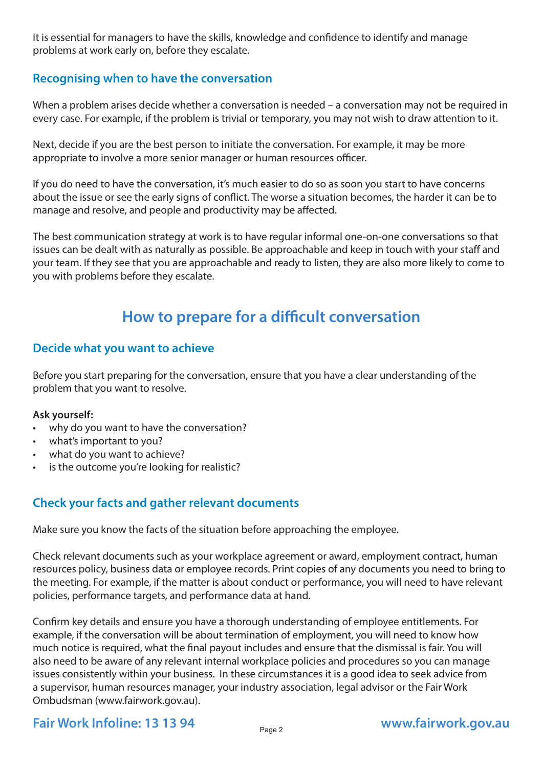It is essential for managers to have the skills, knowledge and confidence to identify and manage problems at work early on, before they escalate.

### Recognising when to have the conversation

When a problem arises decide whether a conversation is needed – a conversation may not be required in every case. For example, if the problem is trivial or temporary, you may not wish to draw attention to it.

Next, decide if you are the best person to initiate the conversation. For example, it may be more appropriate to involve a more senior manager or human resources officer.

If you do need to have the conversation, it's much easier to do so as soon you start to have concerns about the issue or see the early signs of conflict. The worse a situation becomes, the harder it can be to manage and resolve, and people and productivity may be affected.

The best communication strategy at work is to have regular informal one-on-one conversations so that issues can be dealt with as naturally as possible. Be approachable and keep in touch with your staff and your team. If they see that you are approachable and ready to listen, they are also more likely to come to you with problems before they escalate.

## How to prepare for a difficult conversation

### Decide what you want to achieve

Before you start preparing for the conversation, ensure that you have a clear understanding of the problem that you want to resolve.

**Ask yourself:**

- why do you want to have the conversation?
- what's important to you?
- what do you want to achieve?
- is the outcome you're looking for realistic?

### Check your facts and gather relevant documents

Make sure you know the facts of the situation before approaching the employee.

Check relevant documents such as your workplace agreement or award, employment contract, human resources policy, business data or employee records. Print copies of any documents you need to bring to the meeting. For example, if the matter is about conduct or performance, you will need to have relevant policies, performance targets, and performance data at hand.

Confirm key details and ensure you have a thorough understanding of employee entitlements. For example, if the conversation will be about termination of employment, you will need to know how much notice is required, what the final payout includes and ensure that the dismissal is fair. You will also need to be aware of any relevant internal workplace policies and procedures so you can manage issues consistently within your business. In these circumstances it is a good idea to seek advice from a supervisor, human resources manager, your industry association, legal advisor or the Fair Work Ombudsman (www.fairwork.gov.au).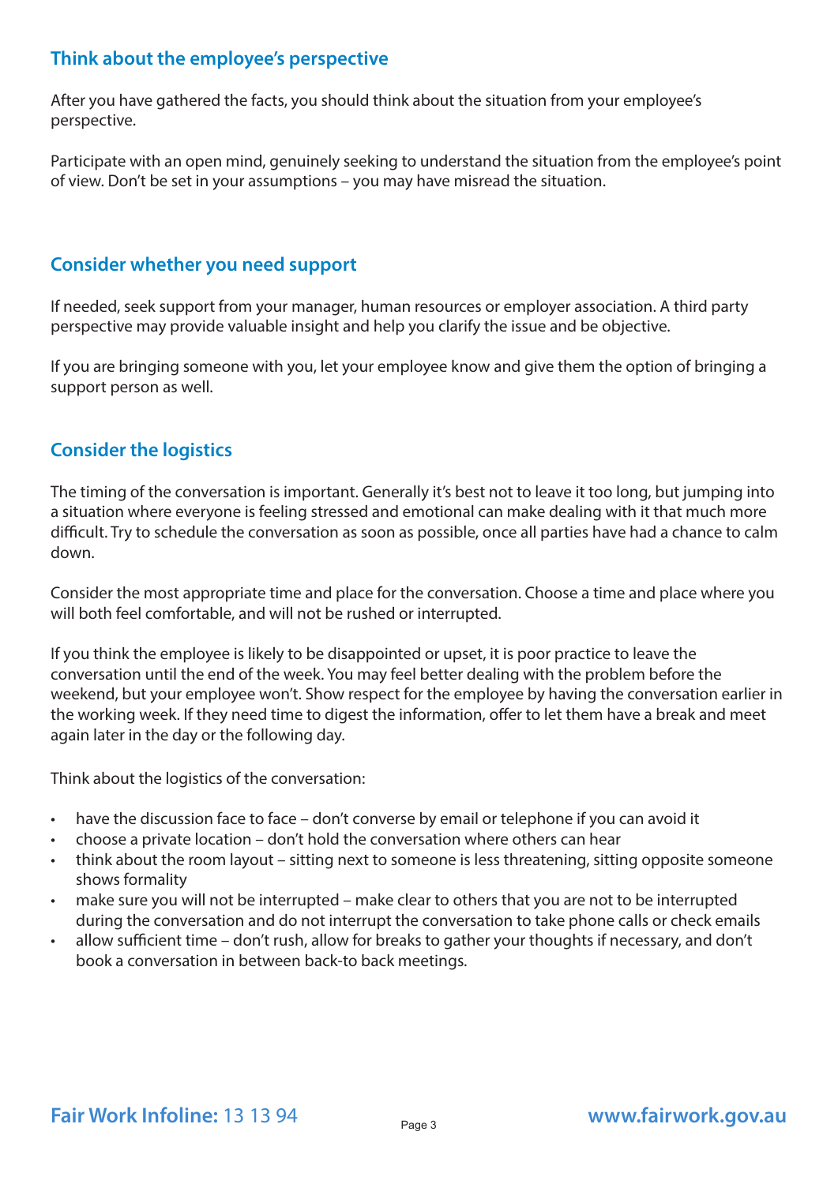## Think about the employee's perspective

After you have gathered the facts, you should think about the situation from your employee's perspective.

Participate with an open mind, genuinely seeking to understand the situation from the employee's point of view. Don't be set in your assumptions – you may have misread the situation.

## Consider whether you need support

If needed, seek support from your manager, human resources or employer association. A third party perspective may provide valuable insight and help you clarify the issue and be objective.

If you are bringing someone with you, let your employee know and give them the option of bringing a support person as well.

## Consider the logistics

The timing of the conversation is important. Generally it's best not to leave it too long, but jumping into a situation where everyone is feeling stressed and emotional can make dealing with it that much more difficult. Try to schedule the conversation as soon as possible, once all parties have had a chance to calm down.

Consider the most appropriate time and place for the conversation. Choose a time and place where you will both feel comfortable, and will not be rushed or interrupted.

If you think the employee is likely to be disappointed or upset, it is poor practice to leave the conversation until the end of the week. You may feel better dealing with the problem before the weekend, but your employee won't. Show respect for the employee by having the conversation earlier in the working week. If they need time to digest the information, offer to let them have a break and meet again later in the day or the following day.

Think about the logistics of the conversation:

- have the discussion face to face – don't converse by email or telephone if you can avoid it
- choose a private location – don't hold the conversation where others can hear
- think about the room layout – sitting next to someone is less threatening, sitting opposite someone shows formality
- make sure you will not be interrupted – make clear to others that you are not to be interrupted during the conversation and do not interrupt the conversation to take phone calls or check emails
- allow sufficient time – don't rush, allow for breaks to gather your thoughts if necessary, and don't book a conversation in between back-to back meetings.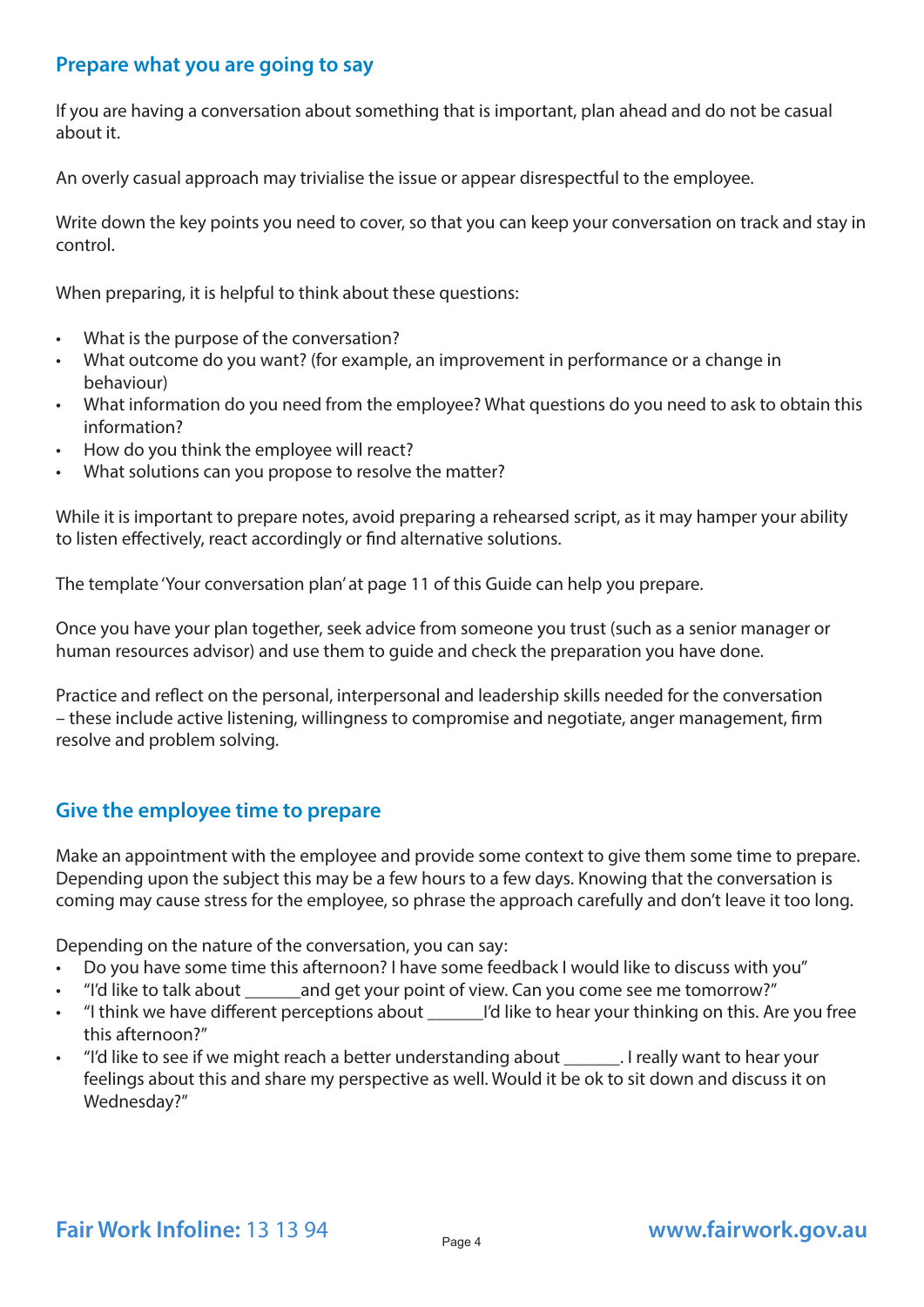## Prepare what you are going to say

If you are having a conversation about something that is important, plan ahead and do not be casual about it.

An overly casual approach may trivialise the issue or appear disrespectful to the employee.

Write down the key points you need to cover, so that you can keep your conversation on track and stay in control.

When preparing, it is helpful to think about these questions:

- What is the purpose of the conversation?
- What outcome do you want? (for example, an improvement in performance or a change in behaviour)
- What information do you need from the employee? What questions do you need to ask to obtain this information?
- How do you think the employee will react?
- What solutions can you propose to resolve the matter?

While it is important to prepare notes, avoid preparing a rehearsed script, as it may hamper your ability to listen effectively, react accordingly or find alternative solutions.

The template 'Your conversation plan' at page 11 of this Guide can help you prepare.

Once you have your plan together, seek advice from someone you trust (such as a senior manager or human resources advisor) and use them to guide and check the preparation you have done.

Practice and reflect on the personal, interpersonal and leadership skills needed for the conversation – these include active listening, willingness to compromise and negotiate, anger management, firm resolve and problem solving.

## Give the employee time to prepare

Make an appointment with the employee and provide some context to give them some time to prepare. Depending upon the subject this may be a few hours to a few days. Knowing that the conversation is coming may cause stress for the employee, so phrase the approach carefully and don't leave it too long.

Depending on the nature of the conversation, you can say:

- Do you have some time this afternoon? I have some feedback I would like to discuss with you"
- "I'd like to talk about ______and get your point of view. Can you come see me tomorrow?"
- "I think we have different perceptions about ______I'd like to hear your thinking on this. Are you free this afternoon?"
- "I'd like to see if we might reach a better understanding about ______. I really want to hear your feelings about this and share my perspective as well. Would it be ok to sit down and discuss it on Wednesday?"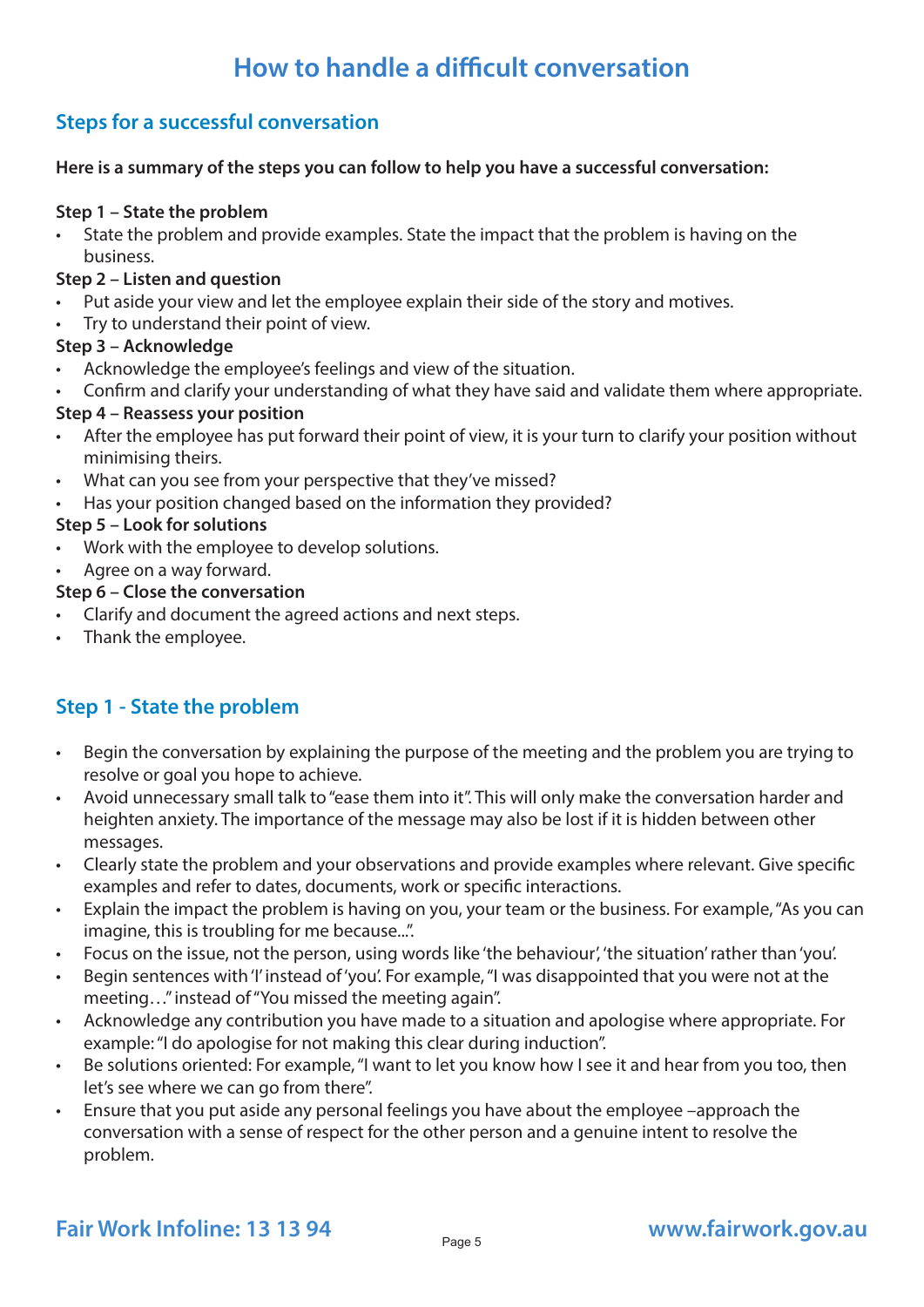# How to handle a difficult conversation

## Steps for a successful conversation

**Here is a summary of the steps you can follow to help you have a successful conversation:**

**Step 1 – State the problem**

- State the problem and provide examples. State the impact that the problem is having on the business.

**Step 2 – Listen and question**

- Put aside your view and let the employee explain their side of the story and motives.
- Try to understand their point of view.

**Step 3 – Acknowledge**

- Acknowledge the employee's feelings and view of the situation.
- Confirm and clarify your understanding of what they have said and validate them where appropriate.

**Step 4 – Reassess your position**

- After the employee has put forward their point of view, it is your turn to clarify your position without minimising theirs.
- What can you see from your perspective that they've missed?
- Has your position changed based on the information they provided?

**Step 5 – Look for solutions**

- Work with the employee to develop solutions.
- Agree on a way forward.

**Step 6 – Close the conversation**

- Clarify and document the agreed actions and next steps.
- Thank the employee.

## Step 1 - State the problem

- Begin the conversation by explaining the purpose of the meeting and the problem you are trying to resolve or goal you hope to achieve.
- Avoid unnecessary small talk to "ease them into it". This will only make the conversation harder and heighten anxiety. The importance of the message may also be lost if it is hidden between other messages.
- Clearly state the problem and your observations and provide examples where relevant. Give specific examples and refer to dates, documents, work or specific interactions.
- Explain the impact the problem is having on you, your team or the business. For example, "As you can imagine, this is troubling for me because...".
- Focus on the issue, not the person, using words like 'the behaviour', 'the situation' rather than 'you'.
- Begin sentences with 'I' instead of 'you'. For example, "I was disappointed that you were not at the meeting…" instead of "You missed the meeting again".
- Acknowledge any contribution you have made to a situation and apologise where appropriate. For example: "I do apologise for not making this clear during induction".
- Be solutions oriented: For example, "I want to let you know how I see it and hear from you too, then let's see where we can go from there".
- Ensure that you put aside any personal feelings you have about the employee –approach the conversation with a sense of respect for the other person and a genuine intent to resolve the problem.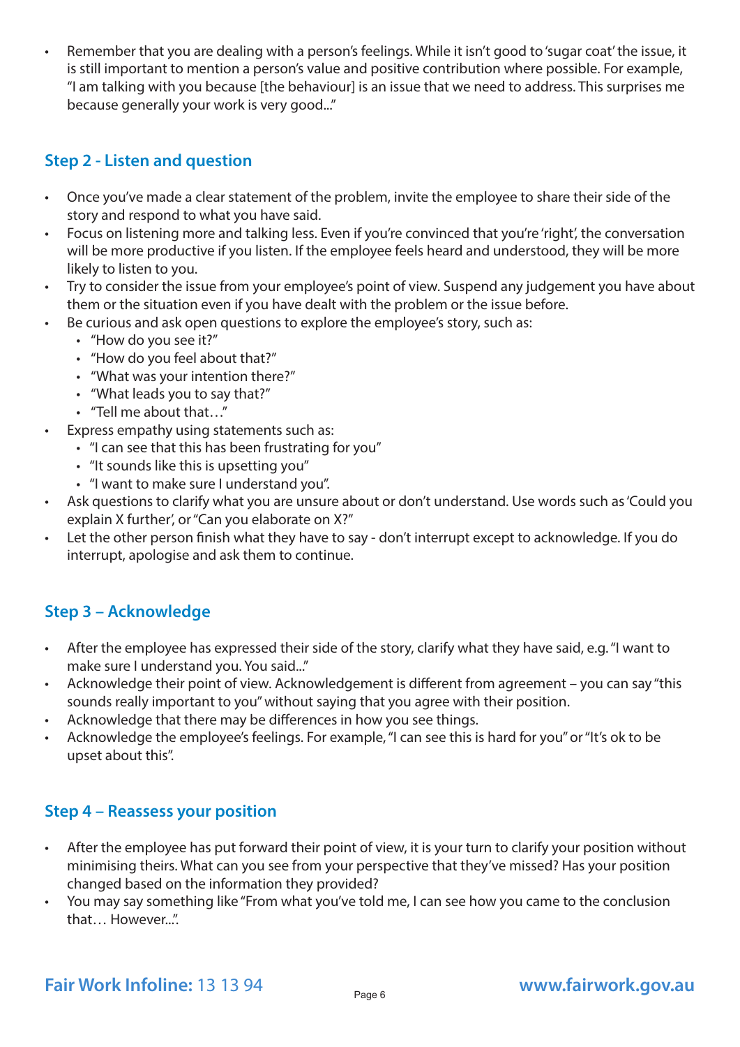- Remember that you are dealing with a person's feelings. While it isn't good to 'sugar coat' the issue, it is still important to mention a person's value and positive contribution where possible. For example, "I am talking with you because [the behaviour] is an issue that we need to address. This surprises me because generally your work is very good..."

## Step 2 - Listen and question

- Once you've made a clear statement of the problem, invite the employee to share their side of the story and respond to what you have said.
- Focus on listening more and talking less. Even if you're convinced that you're 'right', the conversation will be more productive if you listen. If the employee feels heard and understood, they will be more likely to listen to you.
- Try to consider the issue from your employee's point of view. Suspend any judgement you have about them or the situation even if you have dealt with the problem or the issue before.
- Be curious and ask open questions to explore the employee's story, such as:
  - "How do you see it?"
  - "How do you feel about that?"
  - "What was your intention there?"
  - "What leads you to say that?"
  - "Tell me about that…"
- Express empathy using statements such as:
  - "I can see that this has been frustrating for you"
  - "It sounds like this is upsetting you"
  - "I want to make sure I understand you".
- Ask questions to clarify what you are unsure about or don't understand. Use words such as 'Could you explain X further', or "Can you elaborate on X?"
- Let the other person finish what they have to say - don't interrupt except to acknowledge. If you do interrupt, apologise and ask them to continue.

## Step 3 – Acknowledge

- After the employee has expressed their side of the story, clarify what they have said, e.g. "I want to make sure I understand you. You said..."
- Acknowledge their point of view. Acknowledgement is different from agreement – you can say "this sounds really important to you" without saying that you agree with their position.
- Acknowledge that there may be differences in how you see things.
- Acknowledge the employee's feelings. For example, "I can see this is hard for you" or "It's ok to be upset about this".

## Step 4 – Reassess your position

- After the employee has put forward their point of view, it is your turn to clarify your position without minimising theirs. What can you see from your perspective that they've missed? Has your position changed based on the information they provided?
- You may say something like "From what you've told me, I can see how you came to the conclusion that… However...".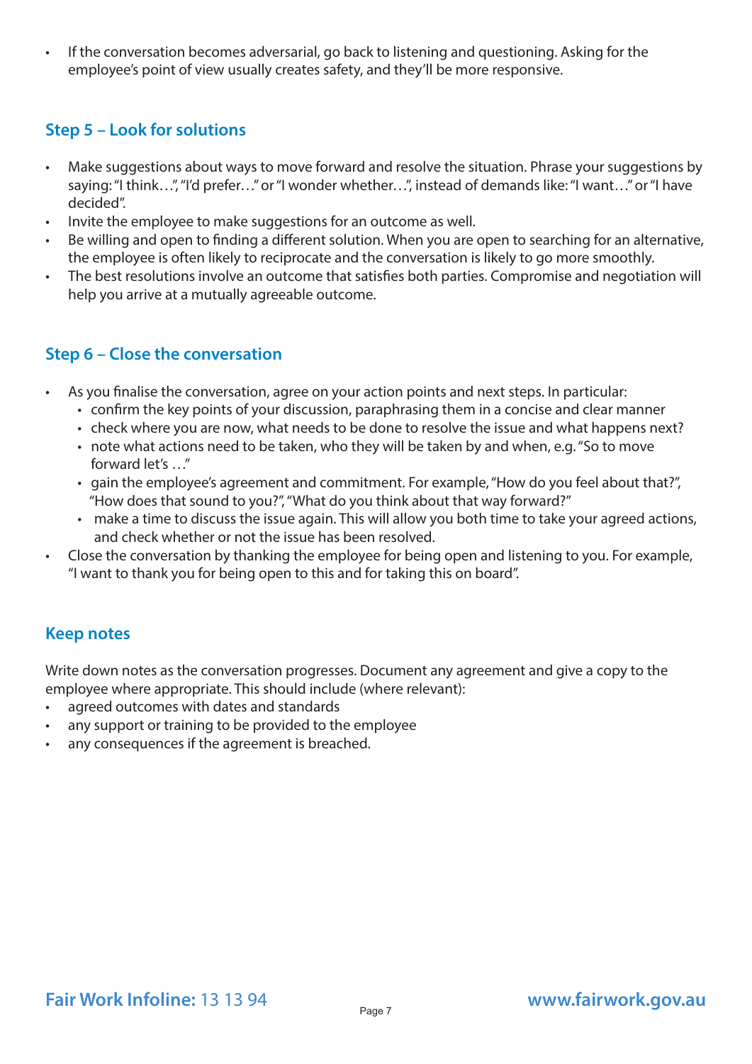- If the conversation becomes adversarial, go back to listening and questioning. Asking for the employee's point of view usually creates safety, and they'll be more responsive.

## Step 5 – Look for solutions

- Make suggestions about ways to move forward and resolve the situation. Phrase your suggestions by saying: "I think…", "I'd prefer…" or "I wonder whether…", instead of demands like: "I want…" or "I have decided".
- Invite the employee to make suggestions for an outcome as well.
- Be willing and open to finding a different solution. When you are open to searching for an alternative, the employee is often likely to reciprocate and the conversation is likely to go more smoothly.
- The best resolutions involve an outcome that satisfies both parties. Compromise and negotiation will help you arrive at a mutually agreeable outcome.

## Step 6 – Close the conversation

- As you finalise the conversation, agree on your action points and next steps. In particular:
  - confirm the key points of your discussion, paraphrasing them in a concise and clear manner
  - check where you are now, what needs to be done to resolve the issue and what happens next?
  - note what actions need to be taken, who they will be taken by and when, e.g. "So to move forward let's …"
  - gain the employee's agreement and commitment. For example, "How do you feel about that?", "How does that sound to you?", "What do you think about that way forward?"
  - make a time to discuss the issue again. This will allow you both time to take your agreed actions, and check whether or not the issue has been resolved.
- Close the conversation by thanking the employee for being open and listening to you. For example, "I want to thank you for being open to this and for taking this on board".

## Keep notes

Write down notes as the conversation progresses. Document any agreement and give a copy to the employee where appropriate. This should include (where relevant):

- agreed outcomes with dates and standards
- any support or training to be provided to the employee
- any consequences if the agreement is breached.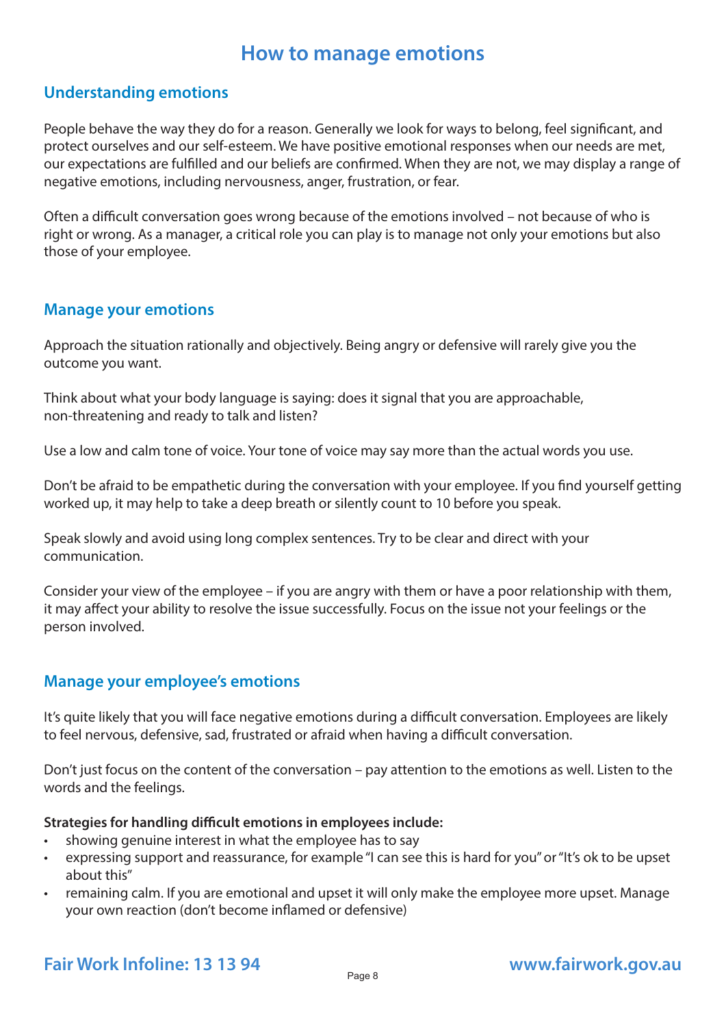# How to manage emotions

## Understanding emotions

People behave the way they do for a reason. Generally we look for ways to belong, feel significant, and protect ourselves and our self-esteem. We have positive emotional responses when our needs are met, our expectations are fulfilled and our beliefs are confirmed. When they are not, we may display a range of negative emotions, including nervousness, anger, frustration, or fear.

Often a difficult conversation goes wrong because of the emotions involved – not because of who is right or wrong. As a manager, a critical role you can play is to manage not only your emotions but also those of your employee.

## Manage your emotions

Approach the situation rationally and objectively. Being angry or defensive will rarely give you the outcome you want.

Think about what your body language is saying: does it signal that you are approachable, non-threatening and ready to talk and listen?

Use a low and calm tone of voice. Your tone of voice may say more than the actual words you use.

Don't be afraid to be empathetic during the conversation with your employee. If you find yourself getting worked up, it may help to take a deep breath or silently count to 10 before you speak.

Speak slowly and avoid using long complex sentences. Try to be clear and direct with your communication.

Consider your view of the employee – if you are angry with them or have a poor relationship with them, it may affect your ability to resolve the issue successfully. Focus on the issue not your feelings or the person involved.

## Manage your employee's emotions

It's quite likely that you will face negative emotions during a difficult conversation. Employees are likely to feel nervous, defensive, sad, frustrated or afraid when having a difficult conversation.

Don't just focus on the content of the conversation – pay attention to the emotions as well. Listen to the words and the feelings.

**Strategies for handling difficult emotions in employees include:**

- showing genuine interest in what the employee has to say
- expressing support and reassurance, for example "I can see this is hard for you" or "It's ok to be upset about this"
- remaining calm. If you are emotional and upset it will only make the employee more upset. Manage your own reaction (don't become inflamed or defensive)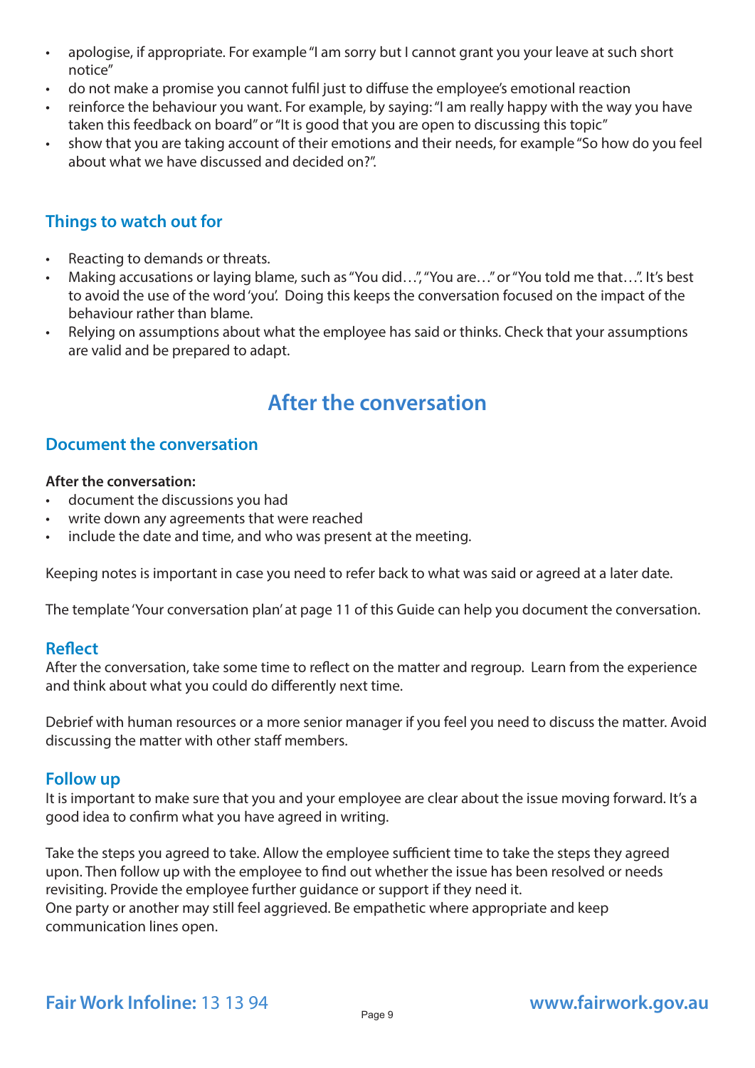- apologise, if appropriate. For example "I am sorry but I cannot grant you your leave at such short notice"
- do not make a promise you cannot fulfil just to diffuse the employee's emotional reaction
- reinforce the behaviour you want. For example, by saying: "I am really happy with the way you have taken this feedback on board" or "It is good that you are open to discussing this topic"
- show that you are taking account of their emotions and their needs, for example "So how do you feel about what we have discussed and decided on?".

### Things to watch out for

- Reacting to demands or threats.
- Making accusations or laying blame, such as "You did…", "You are…" or "You told me that…". It's best to avoid the use of the word 'you'. Doing this keeps the conversation focused on the impact of the behaviour rather than blame.
- Relying on assumptions about what the employee has said or thinks. Check that your assumptions are valid and be prepared to adapt.

## After the conversation

### Document the conversation

**After the conversation:**

- document the discussions you had
- write down any agreements that were reached
- include the date and time, and who was present at the meeting.

Keeping notes is important in case you need to refer back to what was said or agreed at a later date.

The template 'Your conversation plan' at page 11 of this Guide can help you document the conversation.

### Reflect

After the conversation, take some time to reflect on the matter and regroup. Learn from the experience and think about what you could do differently next time.

Debrief with human resources or a more senior manager if you feel you need to discuss the matter. Avoid discussing the matter with other staff members.

### Follow up

It is important to make sure that you and your employee are clear about the issue moving forward. It's a good idea to confirm what you have agreed in writing.

Take the steps you agreed to take. Allow the employee sufficient time to take the steps they agreed upon. Then follow up with the employee to find out whether the issue has been resolved or needs revisiting. Provide the employee further guidance or support if they need it.
One party or another may still feel aggrieved. Be empathetic where appropriate and keep communication lines open.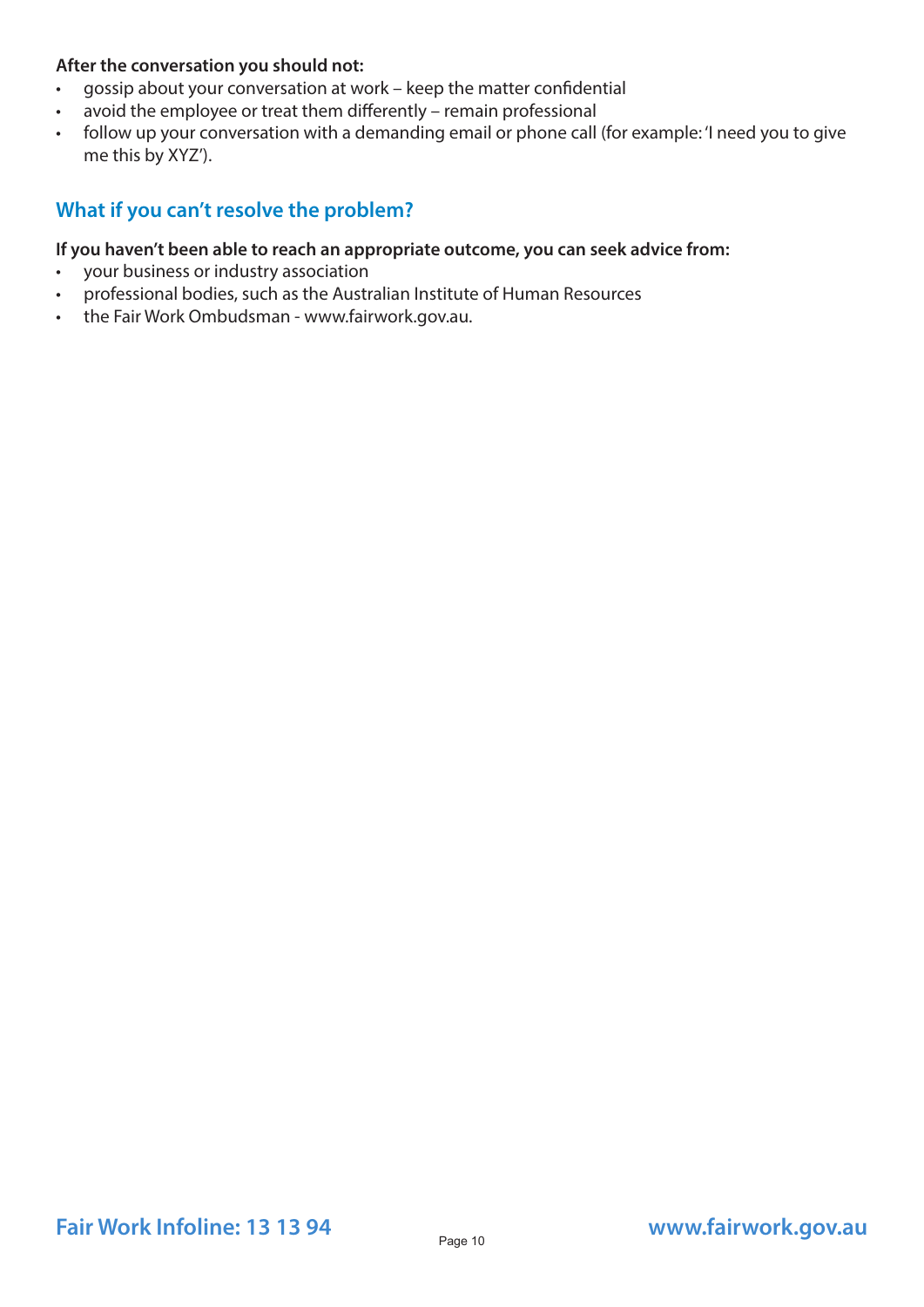**After the conversation you should not:**

- gossip about your conversation at work – keep the matter confidential
- avoid the employee or treat them differently – remain professional
- follow up your conversation with a demanding email or phone call (for example: 'I need you to give me this by XYZ').

## What if you can't resolve the problem?

**If you haven't been able to reach an appropriate outcome, you can seek advice from:**

- your business or industry association
- professional bodies, such as the Australian Institute of Human Resources
- the Fair Work Ombudsman - www.fairwork.gov.au.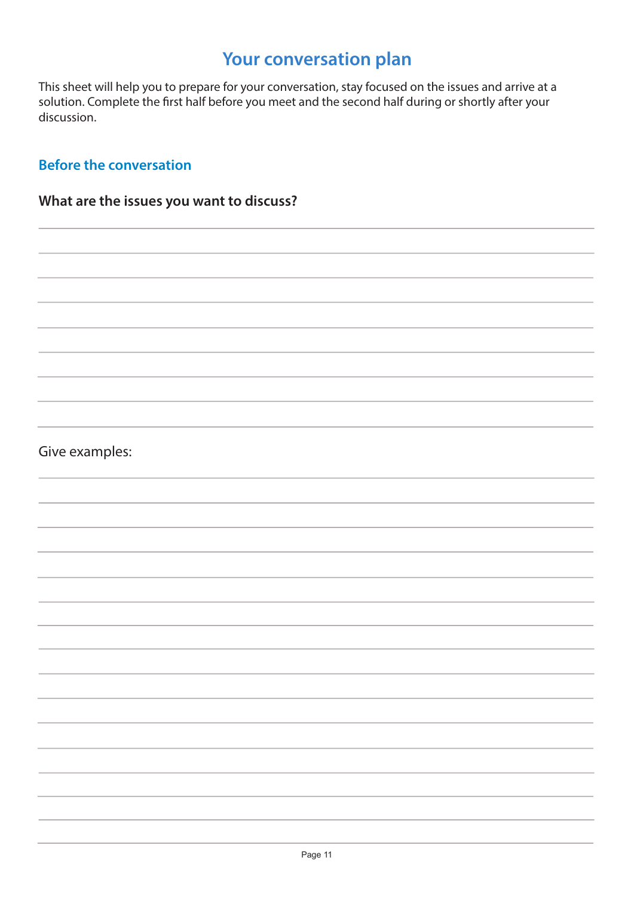# Your conversation plan

This sheet will help you to prepare for your conversation, stay focused on the issues and arrive at a solution. Complete the first half before you meet and the second half during or shortly after your discussion.

## Before the conversation

**What are the issues you want to discuss?**

Give examples: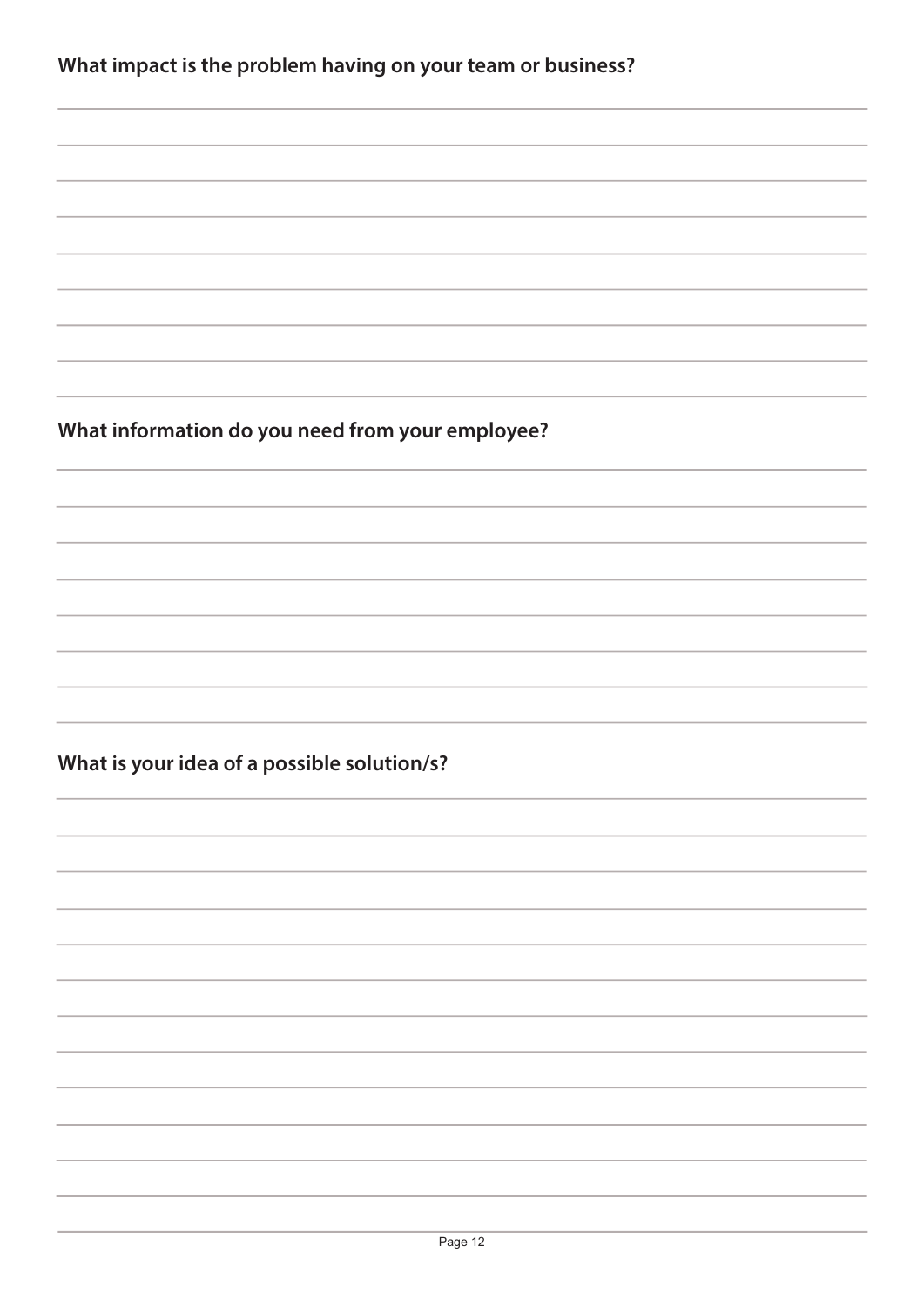**What impact is the problem having on your team or business?**

**What information do you need from your employee?**

**What is your idea of a possible solution/s?**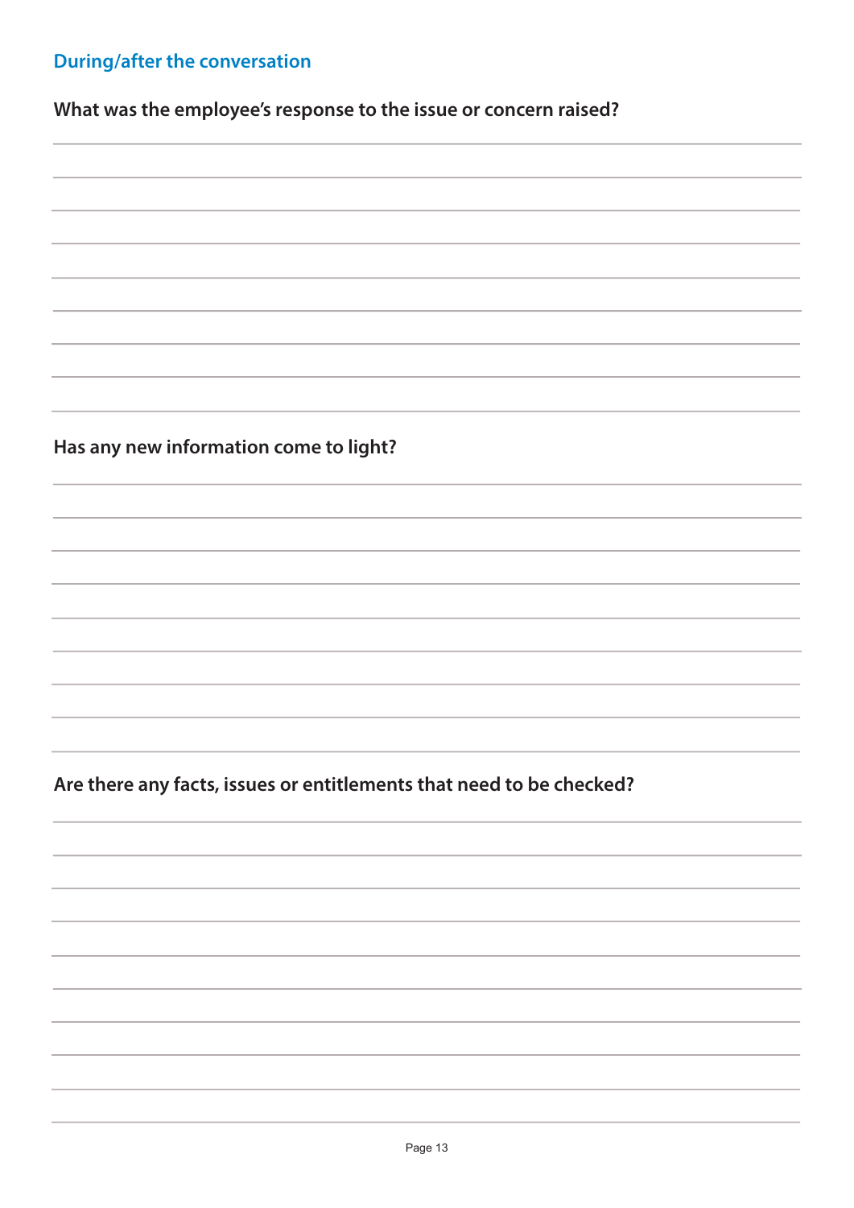## During/after the conversation

**What was the employee's response to the issue or concern raised?**

**Has any new information come to light?**

**Are there any facts, issues or entitlements that need to be checked?**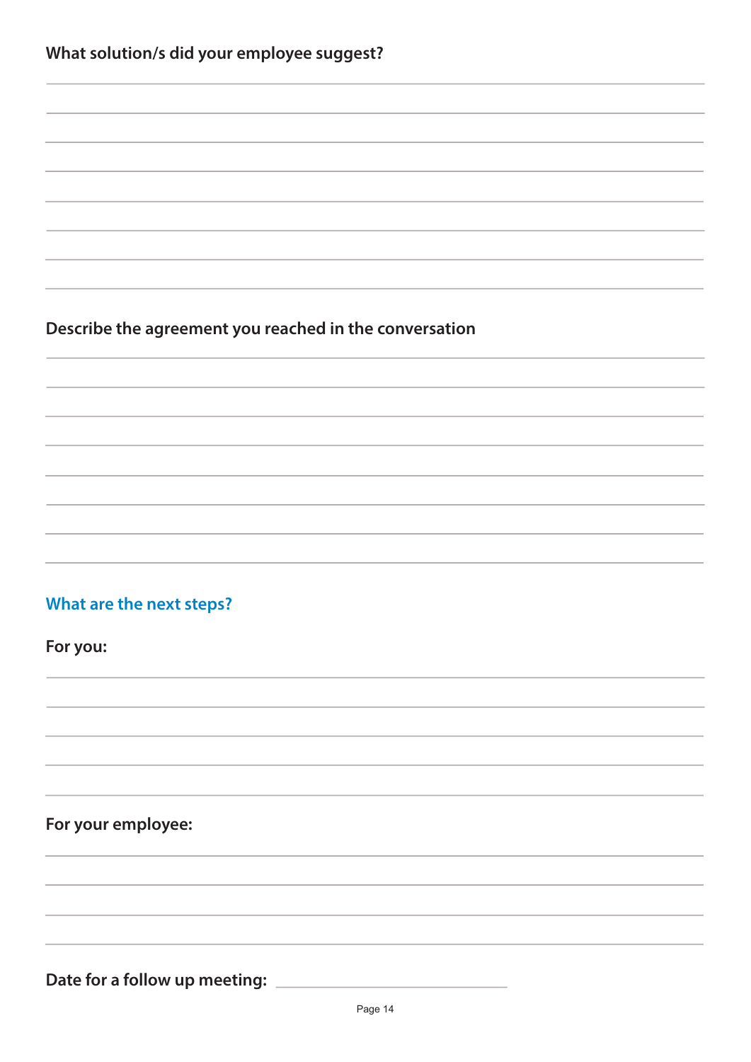**What solution/s did your employee suggest?**

**Describe the agreement you reached in the conversation**

## What are the next steps?

**For you:**

**For your employee:**

**Date for a follow up meeting:** ____________________